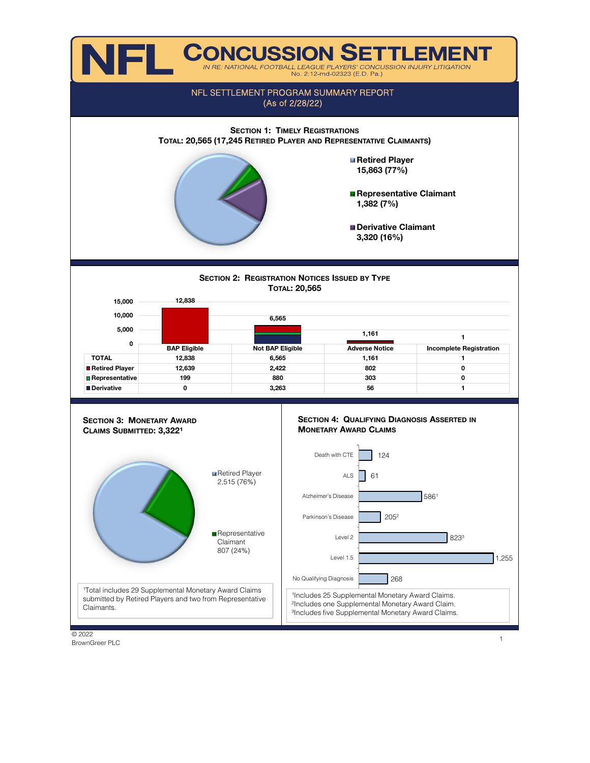# NFL CONCUSSION SETTLEMENT

*IN RE: NATIONAL FOOTBALL LEAGUE PLAYERS' CONCUSSION INJURY LITIGATION*
No. 2:12-md-02323 (E.D. Pa.)

## NFL SETTLEMENT PROGRAM SUMMARY REPORT
(As of 2/28/22)

### SECTION 1: TIMELY REGISTRATIONS
**TOTAL: 20,565 (17,245 RETIRED PLAYER AND REPRESENTATIVE CLAIMANTS)**

- **Retired Player** 15,863 (77%)
- **Representative Claimant** 1,382 (7%)
- **Derivative Claimant** 3,320 (16%)

### SECTION 2: REGISTRATION NOTICES ISSUED BY TYPE
**TOTAL: 20,565**

| | BAP Eligible | Not BAP Eligible | Adverse Notice | Incomplete Registration |
|---|---|---|---|---|
| **TOTAL** | 12,838 | 6,565 | 1,161 | 1 |
| **Retired Player** | 12,639 | 2,422 | 802 | 0 |
| **Representative** | 199 | 880 | 303 | 0 |
| **Derivative** | 0 | 3,263 | 56 | 1 |

### SECTION 3: MONETARY AWARD CLAIMS SUBMITTED: 3,322[1]

- Retired Player 2,515 (76%)
- Representative Claimant 807 (24%)

[1]Total includes 29 Supplemental Monetary Award Claims submitted by Retired Players and two from Representative Claimants.

### SECTION 4: QUALIFYING DIAGNOSIS ASSERTED IN MONETARY AWARD CLAIMS

| Diagnosis | Claims |
|---|---|
| Death with CTE | 124 |
| ALS | 61 |
| Alzheimer's Disease | 586[1] |
| Parkinson's Disease | 205[2] |
| Level 2 | 823[3] |
| Level 1.5 | 1,255 |
| No Qualifying Diagnosis | 268 |

[1]Includes 25 Supplemental Monetary Award Claims.
[2]Includes one Supplemental Monetary Award Claim.
[3]Includes five Supplemental Monetary Award Claims.

© 2022
BrownGreer PLC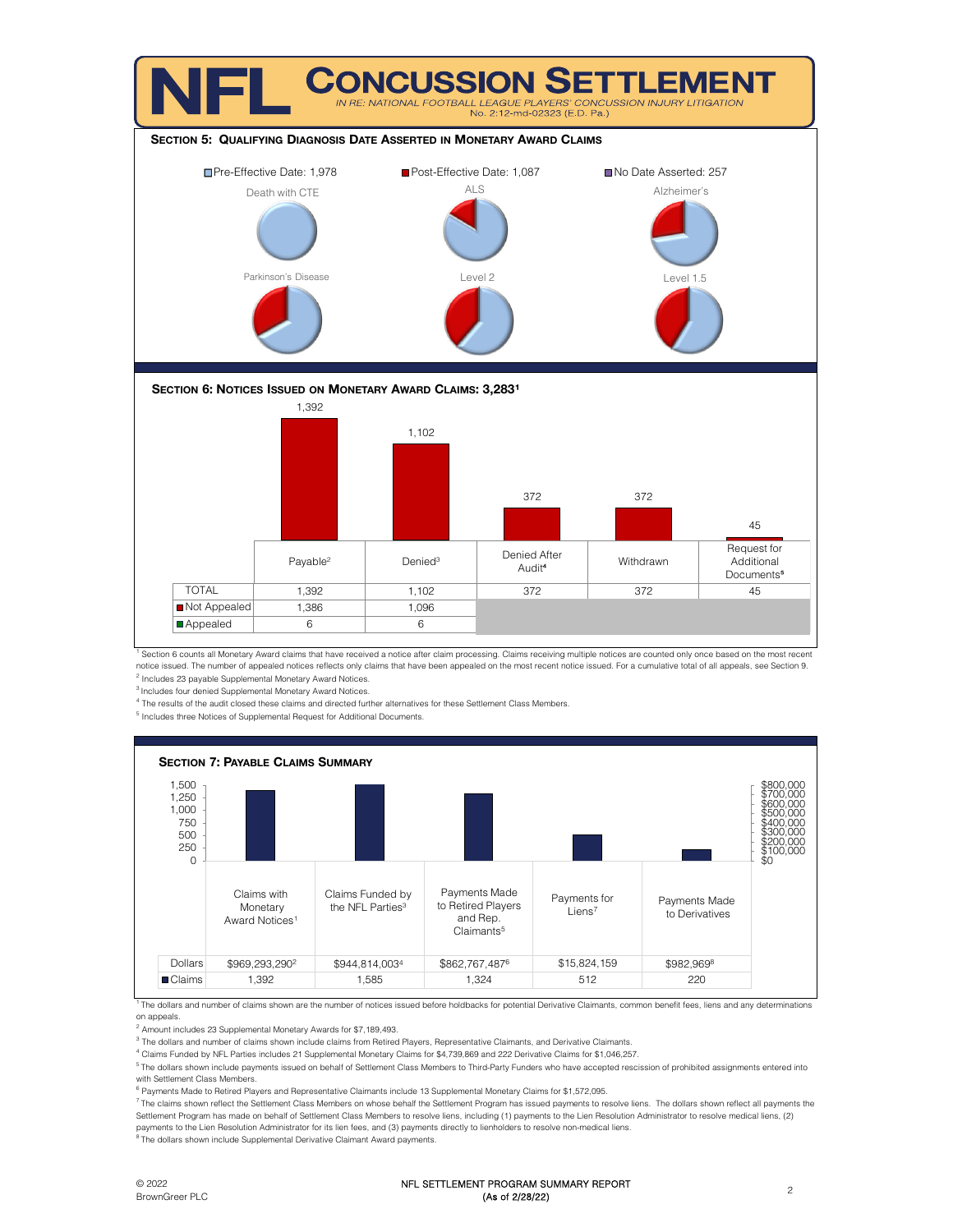# NFL Concussion Settlement

*IN RE: NATIONAL FOOTBALL LEAGUE PLAYERS' CONCUSSION INJURY LITIGATION*
No. 2:12-md-02323 (E.D. Pa.)

## Section 5: Qualifying Diagnosis Date Asserted in Monetary Award Claims

Pre-Effective Date: 1,978 | Post-Effective Date: 1,087 | No Date Asserted: 257

Death with CTE

ALS

Alzheimer's

Parkinson's Disease

Level 2

Level 1.5

## Section 6: Notices Issued on Monetary Award Claims: 3,283[1]

| | Payable[2] | Denied[3] | Denied After Audit[4] | Withdrawn | Request for Additional Documents[5] |
|---|---|---|---|---|---|
| TOTAL | 1,392 | 1,102 | 372 | 372 | 45 |
| Not Appealed | 1,386 | 1,096 | | | |
| Appealed | 6 | 6 | | | |

[1] Section 6 counts all Monetary Award claims that have received a notice after claim processing. Claims receiving multiple notices are counted only once based on the most recent notice issued. The number of appealed notices reflects only claims that have been appealed on the most recent notice issued. For a cumulative total of all appeals, see Section 9.

[2] Includes 23 payable Supplemental Monetary Award Notices.

[3] Includes four denied Supplemental Monetary Award Notices.

[4] The results of the audit closed these claims and directed further alternatives for these Settlement Class Members.

[5] Includes three Notices of Supplemental Request for Additional Documents.

## Section 7: Payable Claims Summary

| | Claims with Monetary Award Notices[1] | Claims Funded by the NFL Parties[3] | Payments Made to Retired Players and Rep. Claimants[5] | Payments for Liens[7] | Payments Made to Derivatives |
|---|---|---|---|---|---|
| Dollars | $969,293,290[2] | $944,814,003[4] | $862,767,487[6] | $15,824,159 | $982,969[8] |
| Claims | 1,392 | 1,585 | 1,324 | 512 | 220 |

[1] The dollars and number of claims shown are the number of notices issued before holdbacks for potential Derivative Claimants, common benefit fees, liens and any determinations on appeals.

[2] Amount includes 23 Supplemental Monetary Awards for $7,189,493.

[3] The dollars and number of claims shown include claims from Retired Players, Representative Claimants, and Derivative Claimants.

[4] Claims Funded by NFL Parties includes 21 Supplemental Monetary Claims for $4,739,869 and 222 Derivative Claims for $1,046,257.

[5] The dollars shown include payments issued on behalf of Settlement Class Members to Third-Party Funders who have accepted rescission of prohibited assignments entered into with Settlement Class Members.

[6] Payments Made to Retired Players and Representative Claimants include 13 Supplemental Monetary Claims for $1,572,095.

[7] The claims shown reflect the Settlement Class Members on whose behalf the Settlement Program has issued payments to resolve liens. The dollars shown reflect all payments the Settlement Program has made on behalf of Settlement Class Members to resolve liens, including (1) payments to the Lien Resolution Administrator to resolve medical liens, (2) payments to the Lien Resolution Administrator for its lien fees, and (3) payments directly to lienholders to resolve non-medical liens.

[8] The dollars shown include Supplemental Derivative Claimant Award payments.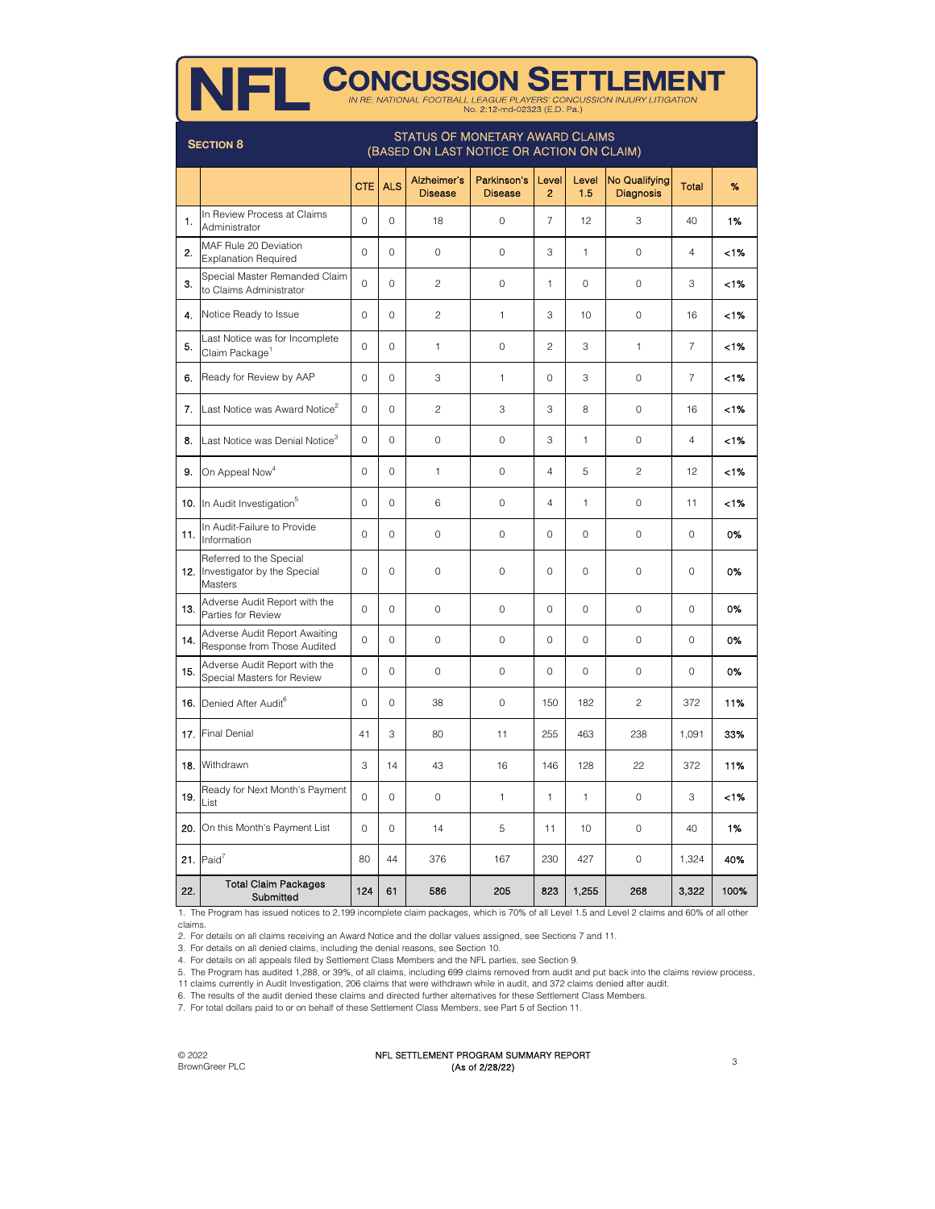# NFL CONCUSSION SETTLEMENT

*IN RE: NATIONAL FOOTBALL LEAGUE PLAYERS' CONCUSSION INJURY LITIGATION*
No. 2:12-md-02323 (E.D. Pa.)

## SECTION 8

### STATUS OF MONETARY AWARD CLAIMS (BASED ON LAST NOTICE OR ACTION ON CLAIM)

| | | CTE | ALS | Alzheimer's Disease | Parkinson's Disease | Level 2 | Level 1.5 | No Qualifying Diagnosis | Total | % |
|---|---|---|---|---|---|---|---|---|---|---|
| 1. | In Review Process at Claims Administrator | 0 | 0 | 18 | 0 | 7 | 12 | 3 | 40 | 1% |
| 2. | MAF Rule 20 Deviation Explanation Required | 0 | 0 | 0 | 0 | 3 | 1 | 0 | 4 | <1% |
| 3. | Special Master Remanded Claim to Claims Administrator | 0 | 0 | 2 | 0 | 1 | 0 | 0 | 3 | <1% |
| 4. | Notice Ready to Issue | 0 | 0 | 2 | 1 | 3 | 10 | 0 | 16 | <1% |
| 5. | Last Notice was for Incomplete Claim Package[1] | 0 | 0 | 1 | 0 | 2 | 3 | 1 | 7 | <1% |
| 6. | Ready for Review by AAP | 0 | 0 | 3 | 1 | 0 | 3 | 0 | 7 | <1% |
| 7. | Last Notice was Award Notice[2] | 0 | 0 | 2 | 3 | 3 | 8 | 0 | 16 | <1% |
| 8. | Last Notice was Denial Notice[3] | 0 | 0 | 0 | 0 | 3 | 1 | 0 | 4 | <1% |
| 9. | On Appeal Now[4] | 0 | 0 | 1 | 0 | 4 | 5 | 2 | 12 | <1% |
| 10. | In Audit Investigation[5] | 0 | 0 | 6 | 0 | 4 | 1 | 0 | 11 | <1% |
| 11. | In Audit-Failure to Provide Information | 0 | 0 | 0 | 0 | 0 | 0 | 0 | 0 | 0% |
| 12. | Referred to the Special Investigator by the Special Masters | 0 | 0 | 0 | 0 | 0 | 0 | 0 | 0 | 0% |
| 13. | Adverse Audit Report with the Parties for Review | 0 | 0 | 0 | 0 | 0 | 0 | 0 | 0 | 0% |
| 14. | Adverse Audit Report Awaiting Response from Those Audited | 0 | 0 | 0 | 0 | 0 | 0 | 0 | 0 | 0% |
| 15. | Adverse Audit Report with the Special Masters for Review | 0 | 0 | 0 | 0 | 0 | 0 | 0 | 0 | 0% |
| 16. | Denied After Audit[6] | 0 | 0 | 38 | 0 | 150 | 182 | 2 | 372 | 11% |
| 17. | Final Denial | 41 | 3 | 80 | 11 | 255 | 463 | 238 | 1,091 | 33% |
| 18. | Withdrawn | 3 | 14 | 43 | 16 | 146 | 128 | 22 | 372 | 11% |
| 19. | Ready for Next Month's Payment List | 0 | 0 | 0 | 1 | 1 | 1 | 0 | 3 | <1% |
| 20. | On this Month's Payment List | 0 | 0 | 14 | 5 | 11 | 10 | 0 | 40 | 1% |
| 21. | Paid[7] | 80 | 44 | 376 | 167 | 230 | 427 | 0 | 1,324 | 40% |
| 22. | **Total Claim Packages Submitted** | **124** | **61** | **586** | **205** | **823** | **1,255** | **268** | **3,322** | **100%** |

1. The Program has issued notices to 2,199 incomplete claim packages, which is 70% of all Level 1.5 and Level 2 claims and 60% of all other claims.
2. For details on all claims receiving an Award Notice and the dollar values assigned, see Sections 7 and 11.
3. For details on all denied claims, including the denial reasons, see Section 10.
4. For details on all appeals filed by Settlement Class Members and the NFL parties, see Section 9.
5. The Program has audited 1,288, or 39%, of all claims, including 699 claims removed from audit and put back into the claims review process, 11 claims currently in Audit Investigation, 206 claims that were withdrawn while in audit, and 372 claims denied after audit.
6. The results of the audit denied these claims and directed further alternatives for these Settlement Class Members.
7. For total dollars paid to or on behalf of these Settlement Class Members, see Part 5 of Section 11.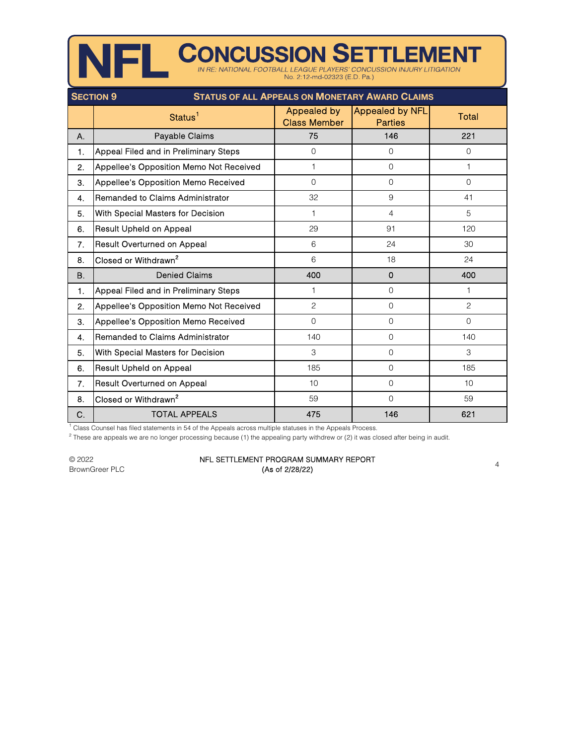# NFL CONCUSSION SETTLEMENT

*IN RE: NATIONAL FOOTBALL LEAGUE PLAYERS' CONCUSSION INJURY LITIGATION*
No. 2:12-md-02323 (E.D. Pa.)

## SECTION 9 — STATUS OF ALL APPEALS ON MONETARY AWARD CLAIMS

| | Status[1] | Appealed by Class Member | Appealed by NFL Parties | Total |
|---|---|---|---|---|
| A. | **Payable Claims** | **75** | **146** | **221** |
| 1. | Appeal Filed and in Preliminary Steps | 0 | 0 | 0 |
| 2. | Appellee's Opposition Memo Not Received | 1 | 0 | 1 |
| 3. | Appellee's Opposition Memo Received | 0 | 0 | 0 |
| 4. | Remanded to Claims Administrator | 32 | 9 | 41 |
| 5. | With Special Masters for Decision | 1 | 4 | 5 |
| 6. | Result Upheld on Appeal | 29 | 91 | 120 |
| 7. | Result Overturned on Appeal | 6 | 24 | 30 |
| 8. | Closed or Withdrawn[2] | 6 | 18 | 24 |
| B. | **Denied Claims** | **400** | **0** | **400** |
| 1. | Appeal Filed and in Preliminary Steps | 1 | 0 | 1 |
| 2. | Appellee's Opposition Memo Not Received | 2 | 0 | 2 |
| 3. | Appellee's Opposition Memo Received | 0 | 0 | 0 |
| 4. | Remanded to Claims Administrator | 140 | 0 | 140 |
| 5. | With Special Masters for Decision | 3 | 0 | 3 |
| 6. | Result Upheld on Appeal | 185 | 0 | 185 |
| 7. | Result Overturned on Appeal | 10 | 0 | 10 |
| 8. | Closed or Withdrawn[2] | 59 | 0 | 59 |
| C. | **TOTAL APPEALS** | **475** | **146** | **621** |

[1] Class Counsel has filed statements in 54 of the Appeals across multiple statuses in the Appeals Process.

[2] These are appeals we are no longer processing because (1) the appealing party withdrew or (2) it was closed after being in audit.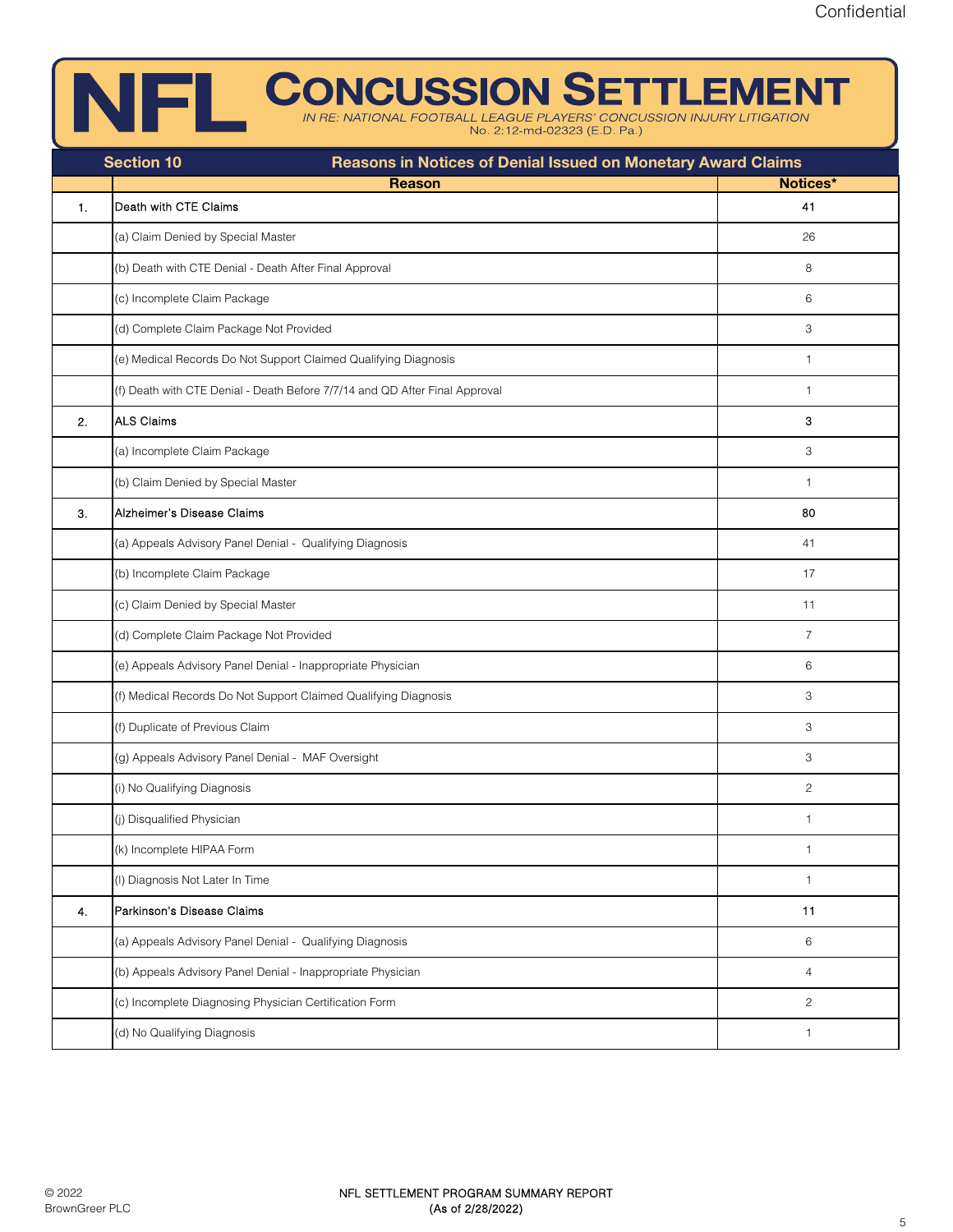Confidential

# NFL CONCUSSION SETTLEMENT

*IN RE: NATIONAL FOOTBALL LEAGUE PLAYERS' CONCUSSION INJURY LITIGATION*
No. 2:12-md-02323 (E.D. Pa.)

## Section 10 — Reasons in Notices of Denial Issued on Monetary Award Claims

| | Reason | Notices* |
|---|---|---|
| 1. | **Death with CTE Claims** | **41** |
| | (a) Claim Denied by Special Master | 26 |
| | (b) Death with CTE Denial - Death After Final Approval | 8 |
| | (c) Incomplete Claim Package | 6 |
| | (d) Complete Claim Package Not Provided | 3 |
| | (e) Medical Records Do Not Support Claimed Qualifying Diagnosis | 1 |
| | (f) Death with CTE Denial - Death Before 7/7/14 and QD After Final Approval | 1 |
| 2. | **ALS Claims** | **3** |
| | (a) Incomplete Claim Package | 3 |
| | (b) Claim Denied by Special Master | 1 |
| 3. | **Alzheimer's Disease Claims** | **80** |
| | (a) Appeals Advisory Panel Denial - Qualifying Diagnosis | 41 |
| | (b) Incomplete Claim Package | 17 |
| | (c) Claim Denied by Special Master | 11 |
| | (d) Complete Claim Package Not Provided | 7 |
| | (e) Appeals Advisory Panel Denial - Inappropriate Physician | 6 |
| | (f) Medical Records Do Not Support Claimed Qualifying Diagnosis | 3 |
| | (f) Duplicate of Previous Claim | 3 |
| | (g) Appeals Advisory Panel Denial - MAF Oversight | 3 |
| | (i) No Qualifying Diagnosis | 2 |
| | (j) Disqualified Physician | 1 |
| | (k) Incomplete HIPAA Form | 1 |
| | (l) Diagnosis Not Later In Time | 1 |
| 4. | **Parkinson's Disease Claims** | **11** |
| | (a) Appeals Advisory Panel Denial - Qualifying Diagnosis | 6 |
| | (b) Appeals Advisory Panel Denial - Inappropriate Physician | 4 |
| | (c) Incomplete Diagnosing Physician Certification Form | 2 |
| | (d) No Qualifying Diagnosis | 1 |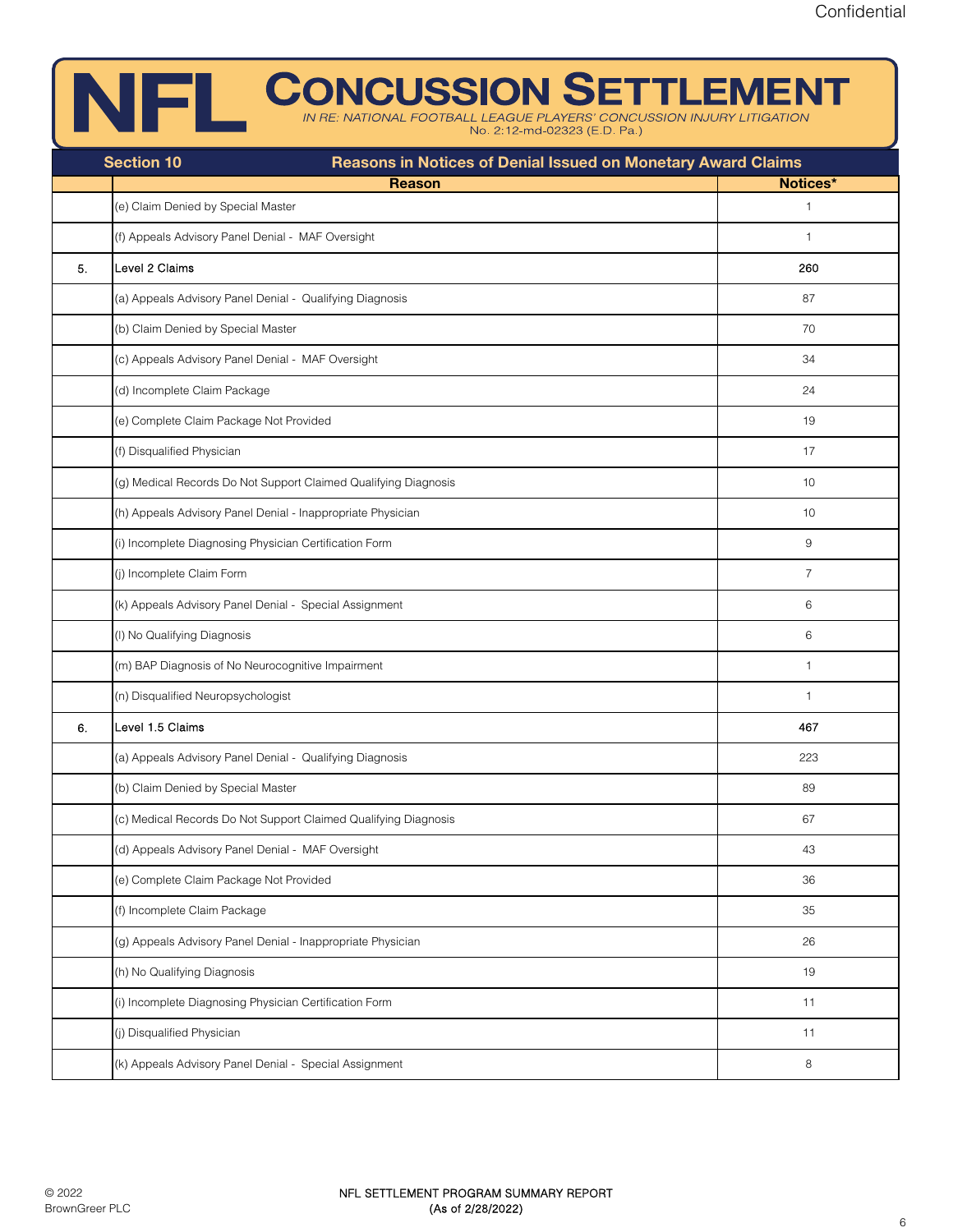# NFL CONCUSSION SETTLEMENT

*IN RE: NATIONAL FOOTBALL LEAGUE PLAYERS' CONCUSSION INJURY LITIGATION*
No. 2:12-md-02323 (E.D. Pa.)

## Section 10 — Reasons in Notices of Denial Issued on Monetary Award Claims

| | Reason | Notices* |
|---|---|---|
| | (e) Claim Denied by Special Master | 1 |
| | (f) Appeals Advisory Panel Denial - MAF Oversight | 1 |
| 5. | Level 2 Claims | **260** |
| | (a) Appeals Advisory Panel Denial - Qualifying Diagnosis | 87 |
| | (b) Claim Denied by Special Master | 70 |
| | (c) Appeals Advisory Panel Denial - MAF Oversight | 34 |
| | (d) Incomplete Claim Package | 24 |
| | (e) Complete Claim Package Not Provided | 19 |
| | (f) Disqualified Physician | 17 |
| | (g) Medical Records Do Not Support Claimed Qualifying Diagnosis | 10 |
| | (h) Appeals Advisory Panel Denial - Inappropriate Physician | 10 |
| | (i) Incomplete Diagnosing Physician Certification Form | 9 |
| | (j) Incomplete Claim Form | 7 |
| | (k) Appeals Advisory Panel Denial - Special Assignment | 6 |
| | (l) No Qualifying Diagnosis | 6 |
| | (m) BAP Diagnosis of No Neurocognitive Impairment | 1 |
| | (n) Disqualified Neuropsychologist | 1 |
| 6. | Level 1.5 Claims | **467** |
| | (a) Appeals Advisory Panel Denial - Qualifying Diagnosis | 223 |
| | (b) Claim Denied by Special Master | 89 |
| | (c) Medical Records Do Not Support Claimed Qualifying Diagnosis | 67 |
| | (d) Appeals Advisory Panel Denial - MAF Oversight | 43 |
| | (e) Complete Claim Package Not Provided | 36 |
| | (f) Incomplete Claim Package | 35 |
| | (g) Appeals Advisory Panel Denial - Inappropriate Physician | 26 |
| | (h) No Qualifying Diagnosis | 19 |
| | (i) Incomplete Diagnosing Physician Certification Form | 11 |
| | (j) Disqualified Physician | 11 |
| | (k) Appeals Advisory Panel Denial - Special Assignment | 8 |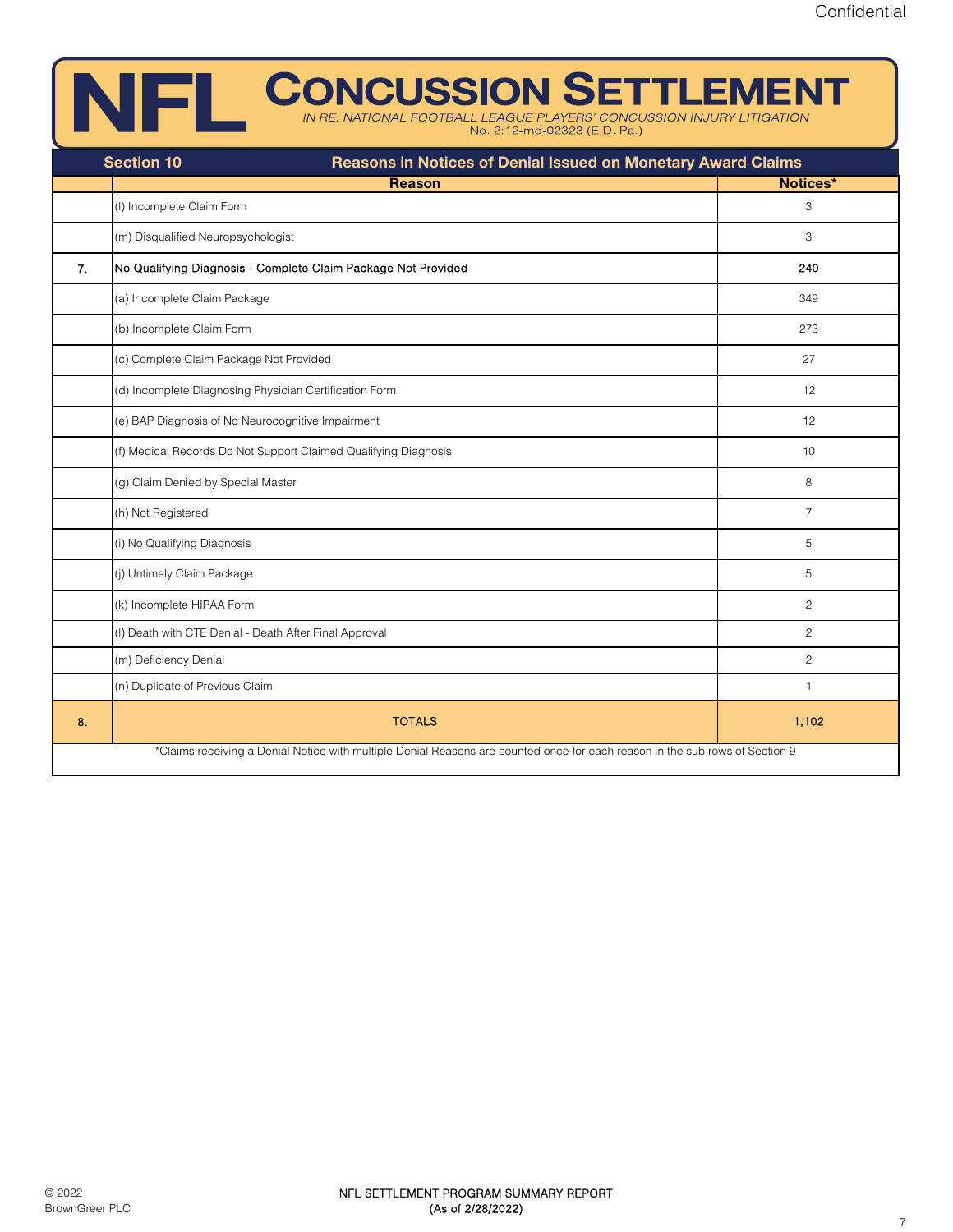# NFL CONCUSSION SETTLEMENT

*IN RE: NATIONAL FOOTBALL LEAGUE PLAYERS' CONCUSSION INJURY LITIGATION*
No. 2:12-md-02323 (E.D. Pa.)

| Section 10 | Reasons in Notices of Denial Issued on Monetary Award Claims | |
|---|---|---|
| | **Reason** | **Notices*** |
| | (l) Incomplete Claim Form | 3 |
| | (m) Disqualified Neuropsychologist | 3 |
| 7. | No Qualifying Diagnosis - Complete Claim Package Not Provided | 240 |
| | (a) Incomplete Claim Package | 349 |
| | (b) Incomplete Claim Form | 273 |
| | (c) Complete Claim Package Not Provided | 27 |
| | (d) Incomplete Diagnosing Physician Certification Form | 12 |
| | (e) BAP Diagnosis of No Neurocognitive Impairment | 12 |
| | (f) Medical Records Do Not Support Claimed Qualifying Diagnosis | 10 |
| | (g) Claim Denied by Special Master | 8 |
| | (h) Not Registered | 7 |
| | (i) No Qualifying Diagnosis | 5 |
| | (j) Untimely Claim Package | 5 |
| | (k) Incomplete HIPAA Form | 2 |
| | (l) Death with CTE Denial - Death After Final Approval | 2 |
| | (m) Deficiency Denial | 2 |
| | (n) Duplicate of Previous Claim | 1 |
| 8. | TOTALS | 1,102 |

*Claims receiving a Denial Notice with multiple Denial Reasons are counted once for each reason in the sub rows of Section 9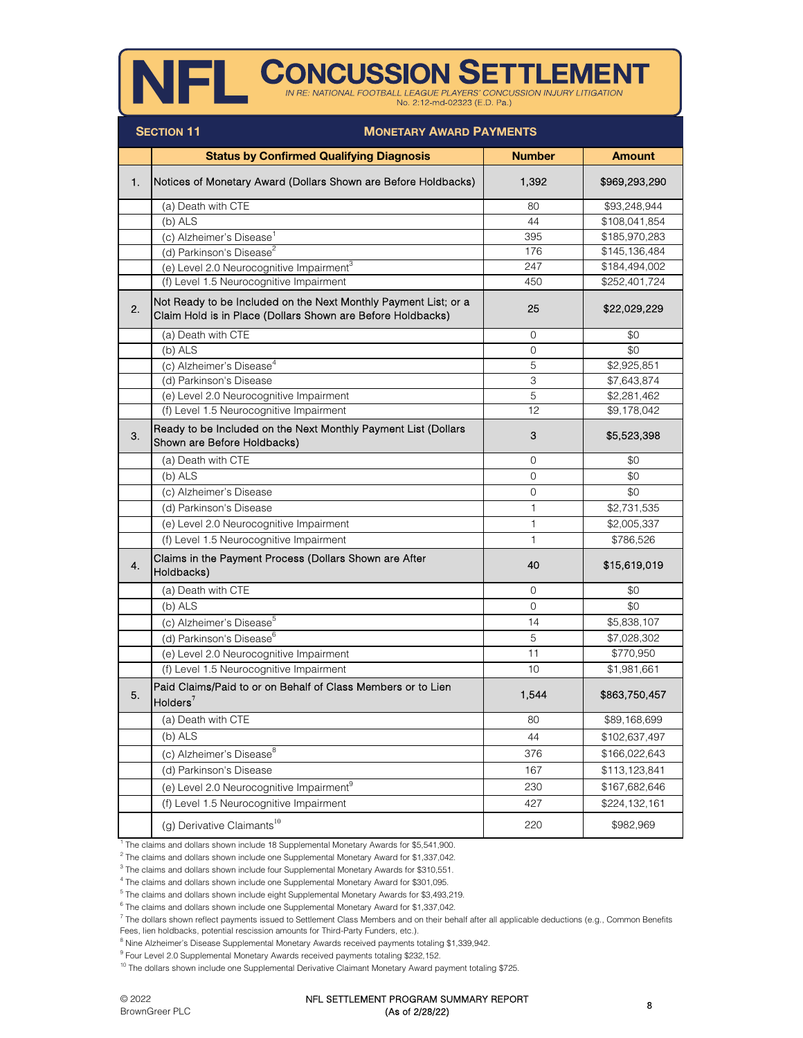# NFL CONCUSSION SETTLEMENT

*IN RE: NATIONAL FOOTBALL LEAGUE PLAYERS' CONCUSSION INJURY LITIGATION*
No. 2:12-md-02323 (E.D. Pa.)

## SECTION 11 MONETARY AWARD PAYMENTS

| | Status by Confirmed Qualifying Diagnosis | Number | Amount |
|---|---|---|---|
| 1. | Notices of Monetary Award (Dollars Shown are Before Holdbacks) | 1,392 | $969,293,290 |
| | (a) Death with CTE | 80 | $93,248,944 |
| | (b) ALS | 44 | $108,041,854 |
| | (c) Alzheimer's Disease[1] | 395 | $185,970,283 |
| | (d) Parkinson's Disease[2] | 176 | $145,136,484 |
| | (e) Level 2.0 Neurocognitive Impairment[3] | 247 | $184,494,002 |
| | (f) Level 1.5 Neurocognitive Impairment | 450 | $252,401,724 |
| 2. | Not Ready to be Included on the Next Monthly Payment List; or a Claim Hold is in Place (Dollars Shown are Before Holdbacks) | 25 | $22,029,229 |
| | (a) Death with CTE | 0 | $0 |
| | (b) ALS | 0 | $0 |
| | (c) Alzheimer's Disease[4] | 5 | $2,925,851 |
| | (d) Parkinson's Disease | 3 | $7,643,874 |
| | (e) Level 2.0 Neurocognitive Impairment | 5 | $2,281,462 |
| | (f) Level 1.5 Neurocognitive Impairment | 12 | $9,178,042 |
| 3. | Ready to be Included on the Next Monthly Payment List (Dollars Shown are Before Holdbacks) | 3 | $5,523,398 |
| | (a) Death with CTE | 0 | $0 |
| | (b) ALS | 0 | $0 |
| | (c) Alzheimer's Disease | 0 | $0 |
| | (d) Parkinson's Disease | 1 | $2,731,535 |
| | (e) Level 2.0 Neurocognitive Impairment | 1 | $2,005,337 |
| | (f) Level 1.5 Neurocognitive Impairment | 1 | $786,526 |
| 4. | Claims in the Payment Process (Dollars Shown are After Holdbacks) | 40 | $15,619,019 |
| | (a) Death with CTE | 0 | $0 |
| | (b) ALS | 0 | $0 |
| | (c) Alzheimer's Disease[5] | 14 | $5,838,107 |
| | (d) Parkinson's Disease[6] | 5 | $7,028,302 |
| | (e) Level 2.0 Neurocognitive Impairment | 11 | $770,950 |
| | (f) Level 1.5 Neurocognitive Impairment | 10 | $1,981,661 |
| 5. | Paid Claims/Paid to or on Behalf of Class Members or to Lien Holders[7] | 1,544 | $863,750,457 |
| | (a) Death with CTE | 80 | $89,168,699 |
| | (b) ALS | 44 | $102,637,497 |
| | (c) Alzheimer's Disease[8] | 376 | $166,022,643 |
| | (d) Parkinson's Disease | 167 | $113,123,841 |
| | (e) Level 2.0 Neurocognitive Impairment[9] | 230 | $167,682,646 |
| | (f) Level 1.5 Neurocognitive Impairment | 427 | $224,132,161 |
| | (g) Derivative Claimants[10] | 220 | $982,969 |

[1] The claims and dollars shown include 18 Supplemental Monetary Awards for $5,541,900.

[2] The claims and dollars shown include one Supplemental Monetary Award for $1,337,042.

[3] The claims and dollars shown include four Supplemental Monetary Awards for $310,551.

[4] The claims and dollars shown include one Supplemental Monetary Award for $301,095.

[5] The claims and dollars shown include eight Supplemental Monetary Awards for $3,493,219.

[6] The claims and dollars shown include one Supplemental Monetary Award for $1,337,042.

[7] The dollars shown reflect payments issued to Settlement Class Members and on their behalf after all applicable deductions (e.g., Common Benefits Fees, lien holdbacks, potential rescission amounts for Third-Party Funders, etc.).

[8] Nine Alzheimer's Disease Supplemental Monetary Awards received payments totaling $1,339,942.

[9] Four Level 2.0 Supplemental Monetary Awards received payments totaling $232,152.

[10] The dollars shown include one Supplemental Derivative Claimant Monetary Award payment totaling $725.